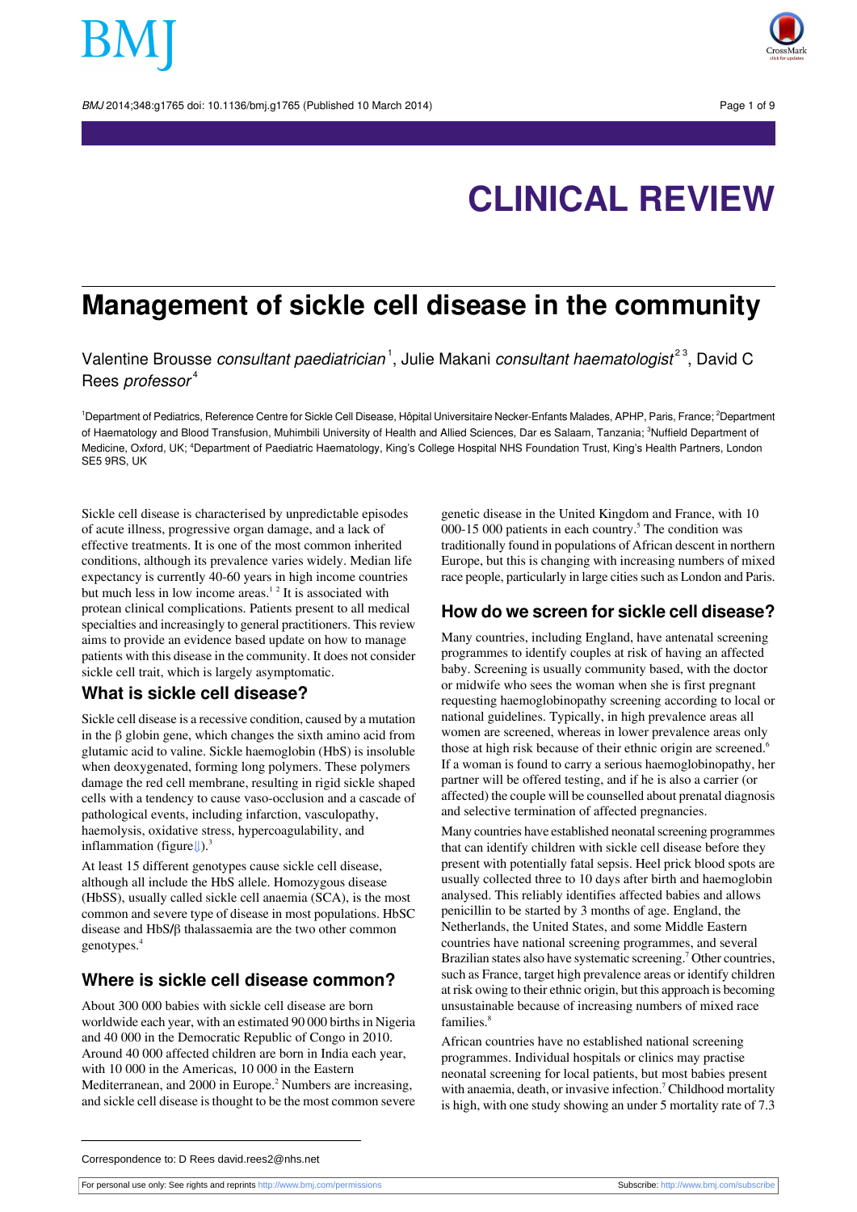# CLINICAL REVIEW

# Management of sickle cell disease in the community

Valentine Brousse *consultant paediatrician*[1], Julie Makani *consultant haematologist*[2,3], David C Rees *professor*[4]

[1]Department of Pediatrics, Reference Centre for Sickle Cell Disease, Hôpital Universitaire Necker-Enfants Malades, APHP, Paris, France; [2]Department of Haematology and Blood Transfusion, Muhimbili University of Health and Allied Sciences, Dar es Salaam, Tanzania; [3]Nuffield Department of Medicine, Oxford, UK; [4]Department of Paediatric Haematology, King's College Hospital NHS Foundation Trust, King's Health Partners, London SE5 9RS, UK

Sickle cell disease is characterised by unpredictable episodes of acute illness, progressive organ damage, and a lack of effective treatments. It is one of the most common inherited conditions, although its prevalence varies widely. Median life expectancy is currently 40-60 years in high income countries but much less in low income areas.[1,2] It is associated with protean clinical complications. Patients present to all medical specialties and increasingly to general practitioners. This review aims to provide an evidence based update on how to manage patients with this disease in the community. It does not consider sickle cell trait, which is largely asymptomatic.

## What is sickle cell disease?

Sickle cell disease is a recessive condition, caused by a mutation in the β globin gene, which changes the sixth amino acid from glutamic acid to valine. Sickle haemoglobin (HbS) is insoluble when deoxygenated, forming long polymers. These polymers damage the red cell membrane, resulting in rigid sickle shaped cells with a tendency to cause vaso-occlusion and a cascade of pathological events, including infarction, vasculopathy, haemolysis, oxidative stress, hypercoagulability, and inflammation (figure⇓).[3]

At least 15 different genotypes cause sickle cell disease, although all include the HbS allele. Homozygous disease (HbSS), usually called sickle cell anaemia (SCA), is the most common and severe type of disease in most populations. HbSC disease and HbS/β thalassaemia are the two other common genotypes.[4]

## Where is sickle cell disease common?

About 300 000 babies with sickle cell disease are born worldwide each year, with an estimated 90 000 births in Nigeria and 40 000 in the Democratic Republic of Congo in 2010. Around 40 000 affected children are born in India each year, with 10 000 in the Americas, 10 000 in the Eastern Mediterranean, and 2000 in Europe.[2] Numbers are increasing, and sickle cell disease is thought to be the most common severe genetic disease in the United Kingdom and France, with 10 000-15 000 patients in each country.[5] The condition was traditionally found in populations of African descent in northern Europe, but this is changing with increasing numbers of mixed race people, particularly in large cities such as London and Paris.

## How do we screen for sickle cell disease?

Many countries, including England, have antenatal screening programmes to identify couples at risk of having an affected baby. Screening is usually community based, with the doctor or midwife who sees the woman when she is first pregnant requesting haemoglobinopathy screening according to local or national guidelines. Typically, in high prevalence areas all women are screened, whereas in lower prevalence areas only those at high risk because of their ethnic origin are screened.[6] If a woman is found to carry a serious haemoglobinopathy, her partner will be offered testing, and if he is also a carrier (or affected) the couple will be counselled about prenatal diagnosis and selective termination of affected pregnancies.

Many countries have established neonatal screening programmes that can identify children with sickle cell disease before they present with potentially fatal sepsis. Heel prick blood spots are usually collected three to 10 days after birth and haemoglobin analysed. This reliably identifies affected babies and allows penicillin to be started by 3 months of age. England, the Netherlands, the United States, and some Middle Eastern countries have national screening programmes, and several Brazilian states also have systematic screening.[7] Other countries, such as France, target high prevalence areas or identify children at risk owing to their ethnic origin, but this approach is becoming unsustainable because of increasing numbers of mixed race families.[8]

African countries have no established national screening programmes. Individual hospitals or clinics may practise neonatal screening for local patients, but most babies present with anaemia, death, or invasive infection.[7] Childhood mortality is high, with one study showing an under 5 mortality rate of 7.3

Correspondence to: D Rees david.rees2@nhs.net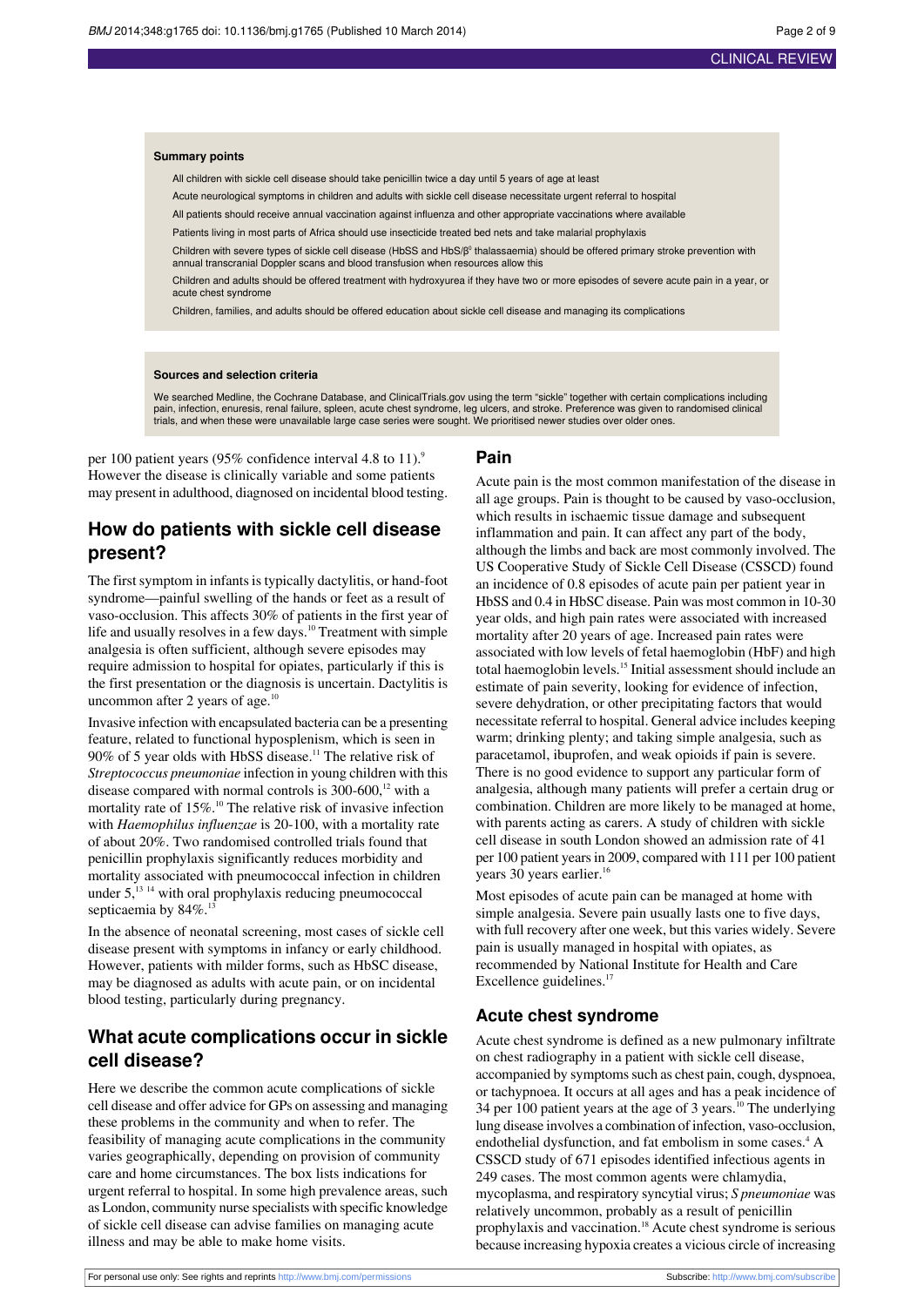**Summary points**

- All children with sickle cell disease should take penicillin twice a day until 5 years of age at least
- Acute neurological symptoms in children and adults with sickle cell disease necessitate urgent referral to hospital
- All patients should receive annual vaccination against influenza and other appropriate vaccinations where available
- Patients living in most parts of Africa should use insecticide treated bed nets and take malarial prophylaxis
- Children with severe types of sickle cell disease (HbSS and HbS/$\beta^0$ thalassaemia) should be offered primary stroke prevention with annual transcranial Doppler scans and blood transfusion when resources allow this
- Children and adults should be offered treatment with hydroxyurea if they have two or more episodes of severe acute pain in a year, or acute chest syndrome
- Children, families, and adults should be offered education about sickle cell disease and managing its complications

**Sources and selection criteria**

We searched Medline, the Cochrane Database, and ClinicalTrials.gov using the term "sickle" together with certain complications including pain, infection, enuresis, renal failure, spleen, acute chest syndrome, leg ulcers, and stroke. Preference was given to randomised clinical trials, and when these were unavailable large case series were sought. We prioritised newer studies over older ones.

per 100 patient years (95% confidence interval 4.8 to 11).[9] However the disease is clinically variable and some patients may present in adulthood, diagnosed on incidental blood testing.

## How do patients with sickle cell disease present?

The first symptom in infants is typically dactylitis, or hand-foot syndrome—painful swelling of the hands or feet as a result of vaso-occlusion. This affects 30% of patients in the first year of life and usually resolves in a few days.[10] Treatment with simple analgesia is often sufficient, although severe episodes may require admission to hospital for opiates, particularly if this is the first presentation or the diagnosis is uncertain. Dactylitis is uncommon after 2 years of age.[10]

Invasive infection with encapsulated bacteria can be a presenting feature, related to functional hyposplenism, which is seen in 90% of 5 year olds with HbSS disease.[11] The relative risk of *Streptococcus pneumoniae* infection in young children with this disease compared with normal controls is 300-600,[12] with a mortality rate of 15%.[10] The relative risk of invasive infection with *Haemophilus influenzae* is 20-100, with a mortality rate of about 20%. Two randomised controlled trials found that penicillin prophylaxis significantly reduces morbidity and mortality associated with pneumococcal infection in children under 5,[13,14] with oral prophylaxis reducing pneumococcal septicaemia by 84%.[13]

In the absence of neonatal screening, most cases of sickle cell disease present with symptoms in infancy or early childhood. However, patients with milder forms, such as HbSC disease, may be diagnosed as adults with acute pain, or on incidental blood testing, particularly during pregnancy.

## What acute complications occur in sickle cell disease?

Here we describe the common acute complications of sickle cell disease and offer advice for GPs on assessing and managing these problems in the community and when to refer. The feasibility of managing acute complications in the community varies geographically, depending on provision of community care and home circumstances. The box lists indications for urgent referral to hospital. In some high prevalence areas, such as London, community nurse specialists with specific knowledge of sickle cell disease can advise families on managing acute illness and may be able to make home visits.

### Pain

Acute pain is the most common manifestation of the disease in all age groups. Pain is thought to be caused by vaso-occlusion, which results in ischaemic tissue damage and subsequent inflammation and pain. It can affect any part of the body, although the limbs and back are most commonly involved. The US Cooperative Study of Sickle Cell Disease (CSSCD) found an incidence of 0.8 episodes of acute pain per patient year in HbSS and 0.4 in HbSC disease. Pain was most common in 10-30 year olds, and high pain rates were associated with increased mortality after 20 years of age. Increased pain rates were associated with low levels of fetal haemoglobin (HbF) and high total haemoglobin levels.[15] Initial assessment should include an estimate of pain severity, looking for evidence of infection, severe dehydration, or other precipitating factors that would necessitate referral to hospital. General advice includes keeping warm; drinking plenty; and taking simple analgesia, such as paracetamol, ibuprofen, and weak opioids if pain is severe. There is no good evidence to support any particular form of analgesia, although many patients will prefer a certain drug or combination. Children are more likely to be managed at home, with parents acting as carers. A study of children with sickle cell disease in south London showed an admission rate of 41 per 100 patient years in 2009, compared with 111 per 100 patient years 30 years earlier.[16]

Most episodes of acute pain can be managed at home with simple analgesia. Severe pain usually lasts one to five days, with full recovery after one week, but this varies widely. Severe pain is usually managed in hospital with opiates, as recommended by National Institute for Health and Care Excellence guidelines.[17]

### Acute chest syndrome

Acute chest syndrome is defined as a new pulmonary infiltrate on chest radiography in a patient with sickle cell disease, accompanied by symptoms such as chest pain, cough, dyspnoea, or tachypnoea. It occurs at all ages and has a peak incidence of 34 per 100 patient years at the age of 3 years.[10] The underlying lung disease involves a combination of infection, vaso-occlusion, endothelial dysfunction, and fat embolism in some cases.[4] A CSSCD study of 671 episodes identified infectious agents in 249 cases. The most common agents were chlamydia, mycoplasma, and respiratory syncytial virus; *S pneumoniae* was relatively uncommon, probably as a result of penicillin prophylaxis and vaccination.[18] Acute chest syndrome is serious because increasing hypoxia creates a vicious circle of increasing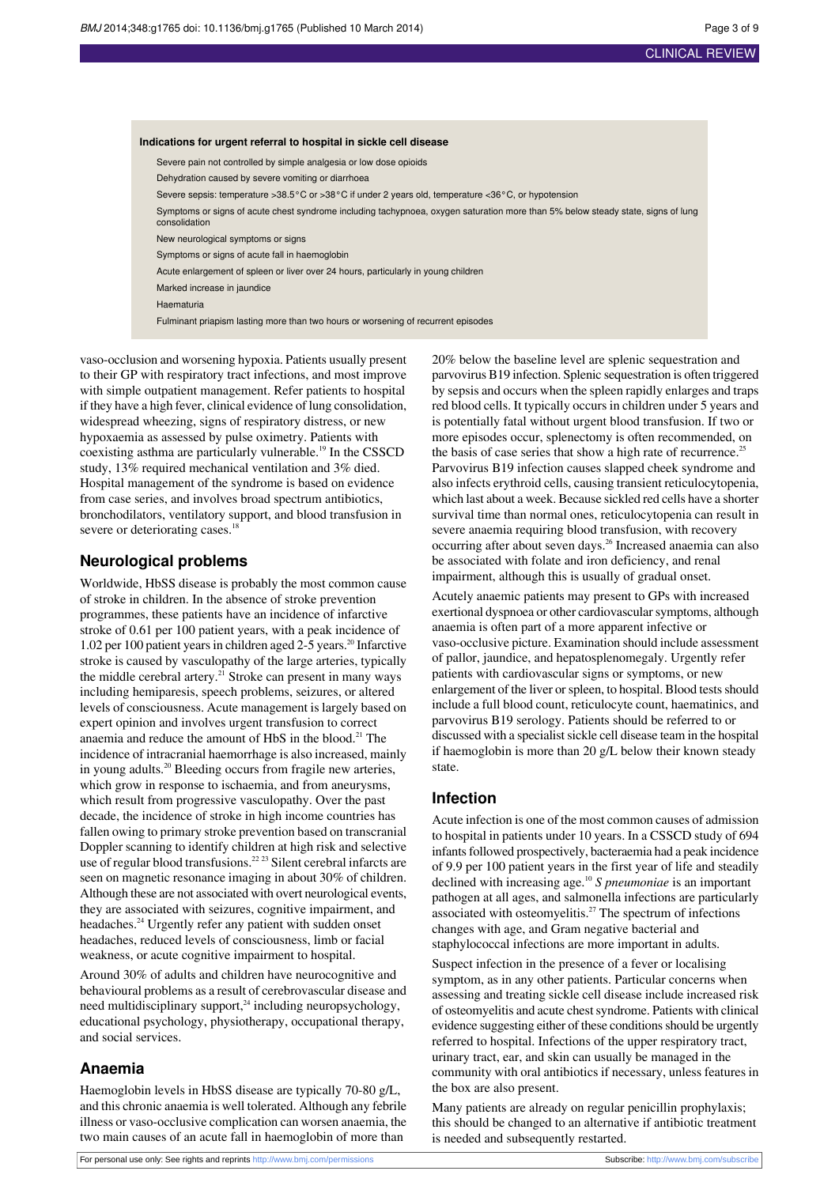**Indications for urgent referral to hospital in sickle cell disease**

- Severe pain not controlled by simple analgesia or low dose opioids
- Dehydration caused by severe vomiting or diarrhoea
- Severe sepsis: temperature >38.5°C or >38°C if under 2 years old, temperature <36°C, or hypotension
- Symptoms or signs of acute chest syndrome including tachypnoea, oxygen saturation more than 5% below steady state, signs of lung consolidation
- New neurological symptoms or signs
- Symptoms or signs of acute fall in haemoglobin
- Acute enlargement of spleen or liver over 24 hours, particularly in young children
- Marked increase in jaundice
- Haematuria
- Fulminant priapism lasting more than two hours or worsening of recurrent episodes

vaso-occlusion and worsening hypoxia. Patients usually present to their GP with respiratory tract infections, and most improve with simple outpatient management. Refer patients to hospital if they have a high fever, clinical evidence of lung consolidation, widespread wheezing, signs of respiratory distress, or new hypoxaemia as assessed by pulse oximetry. Patients with coexisting asthma are particularly vulnerable.[19] In the CSSCD study, 13% required mechanical ventilation and 3% died. Hospital management of the syndrome is based on evidence from case series, and involves broad spectrum antibiotics, bronchodilators, ventilatory support, and blood transfusion in severe or deteriorating cases.[18]

## Neurological problems

Worldwide, HbSS disease is probably the most common cause of stroke in children. In the absence of stroke prevention programmes, these patients have an incidence of infarctive stroke of 0.61 per 100 patient years, with a peak incidence of 1.02 per 100 patient years in children aged 2-5 years.[20] Infarctive stroke is caused by vasculopathy of the large arteries, typically the middle cerebral artery.[21] Stroke can present in many ways including hemiparesis, speech problems, seizures, or altered levels of consciousness. Acute management is largely based on expert opinion and involves urgent transfusion to correct anaemia and reduce the amount of HbS in the blood.[21] The incidence of intracranial haemorrhage is also increased, mainly in young adults.[20] Bleeding occurs from fragile new arteries, which grow in response to ischaemia, and from aneurysms, which result from progressive vasculopathy. Over the past decade, the incidence of stroke in high income countries has fallen owing to primary stroke prevention based on transcranial Doppler scanning to identify children at high risk and selective use of regular blood transfusions.[22,23] Silent cerebral infarcts are seen on magnetic resonance imaging in about 30% of children. Although these are not associated with overt neurological events, they are associated with seizures, cognitive impairment, and headaches.[24] Urgently refer any patient with sudden onset headaches, reduced levels of consciousness, limb or facial weakness, or acute cognitive impairment to hospital.

Around 30% of adults and children have neurocognitive and behavioural problems as a result of cerebrovascular disease and need multidisciplinary support,[24] including neuropsychology, educational psychology, physiotherapy, occupational therapy, and social services.

## Anaemia

Haemoglobin levels in HbSS disease are typically 70-80 g/L, and this chronic anaemia is well tolerated. Although any febrile illness or vaso-occlusive complication can worsen anaemia, the two main causes of an acute fall in haemoglobin of more than 20% below the baseline level are splenic sequestration and parvovirus B19 infection. Splenic sequestration is often triggered by sepsis and occurs when the spleen rapidly enlarges and traps red blood cells. It typically occurs in children under 5 years and is potentially fatal without urgent blood transfusion. If two or more episodes occur, splenectomy is often recommended, on the basis of case series that show a high rate of recurrence.[25] Parvovirus B19 infection causes slapped cheek syndrome and also infects erythroid cells, causing transient reticulocytopenia, which last about a week. Because sickled red cells have a shorter survival time than normal ones, reticulocytopenia can result in severe anaemia requiring blood transfusion, with recovery occurring after about seven days.[26] Increased anaemia can also be associated with folate and iron deficiency, and renal impairment, although this is usually of gradual onset.

Acutely anaemic patients may present to GPs with increased exertional dyspnoea or other cardiovascular symptoms, although anaemia is often part of a more apparent infective or vaso-occlusive picture. Examination should include assessment of pallor, jaundice, and hepatosplenomegaly. Urgently refer patients with cardiovascular signs or symptoms, or new enlargement of the liver or spleen, to hospital. Blood tests should include a full blood count, reticulocyte count, haematinics, and parvovirus B19 serology. Patients should be referred to or discussed with a specialist sickle cell disease team in the hospital if haemoglobin is more than 20 g/L below their known steady state.

## Infection

Acute infection is one of the most common causes of admission to hospital in patients under 10 years. In a CSSCD study of 694 infants followed prospectively, bacteraemia had a peak incidence of 9.9 per 100 patient years in the first year of life and steadily declined with increasing age.[10] *S pneumoniae* is an important pathogen at all ages, and salmonella infections are particularly associated with osteomyelitis.[27] The spectrum of infections changes with age, and Gram negative bacterial and staphylococcal infections are more important in adults.

Suspect infection in the presence of a fever or localising symptom, as in any other patients. Particular concerns when assessing and treating sickle cell disease include increased risk of osteomyelitis and acute chest syndrome. Patients with clinical evidence suggesting either of these conditions should be urgently referred to hospital. Infections of the upper respiratory tract, urinary tract, ear, and skin can usually be managed in the community with oral antibiotics if necessary, unless features in the box are also present.

Many patients are already on regular penicillin prophylaxis; this should be changed to an alternative if antibiotic treatment is needed and subsequently restarted.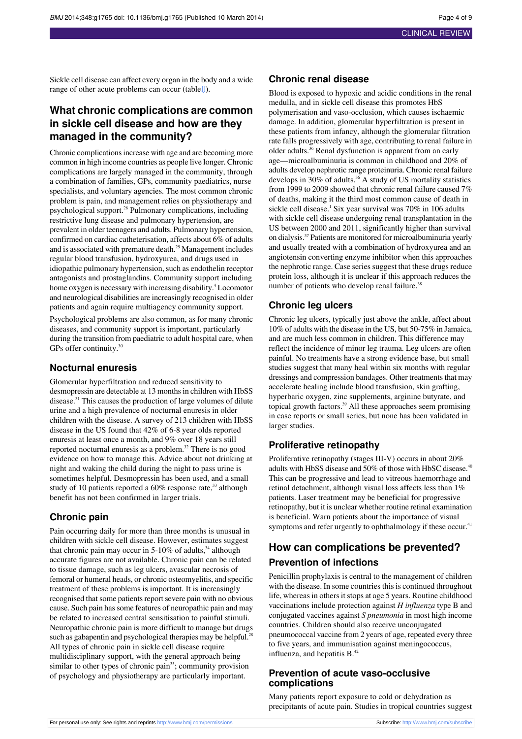Sickle cell disease can affect every organ in the body and a wide range of other acute problems can occur (table⇓).

## What chronic complications are common in sickle cell disease and how are they managed in the community?

Chronic complications increase with age and are becoming more common in high income countries as people live longer. Chronic complications are largely managed in the community, through a combination of families, GPs, community paediatrics, nurse specialists, and voluntary agencies. The most common chronic problem is pain, and management relies on physiotherapy and psychological support.[28] Pulmonary complications, including restrictive lung disease and pulmonary hypertension, are prevalent in older teenagers and adults. Pulmonary hypertension, confirmed on cardiac catheterisation, affects about 6% of adults and is associated with premature death.[29] Management includes regular blood transfusion, hydroxyurea, and drugs used in idiopathic pulmonary hypertension, such as endothelin receptor antagonists and prostaglandins. Community support including home oxygen is necessary with increasing disability.[4] Locomotor and neurological disabilities are increasingly recognised in older patients and again require multiagency community support.

Psychological problems are also common, as for many chronic diseases, and community support is important, particularly during the transition from paediatric to adult hospital care, when GPs offer continuity.[30]

### Nocturnal enuresis

Glomerular hyperfiltration and reduced sensitivity to desmopressin are detectable at 13 months in children with HbSS disease.[31] This causes the production of large volumes of dilute urine and a high prevalence of nocturnal enuresis in older children with the disease. A survey of 213 children with HbSS disease in the US found that 42% of 6-8 year olds reported enuresis at least once a month, and 9% over 18 years still reported nocturnal enuresis as a problem.[32] There is no good evidence on how to manage this. Advice about not drinking at night and waking the child during the night to pass urine is sometimes helpful. Desmopressin has been used, and a small study of 10 patients reported a 60% response rate,[33] although benefit has not been confirmed in larger trials.

### Chronic pain

Pain occurring daily for more than three months is unusual in children with sickle cell disease. However, estimates suggest that chronic pain may occur in 5-10% of adults,[34] although accurate figures are not available. Chronic pain can be related to tissue damage, such as leg ulcers, avascular necrosis of femoral or humeral heads, or chronic osteomyelitis, and specific treatment of these problems is important. It is increasingly recognised that some patients report severe pain with no obvious cause. Such pain has some features of neuropathic pain and may be related to increased central sensitisation to painful stimuli. Neuropathic chronic pain is more difficult to manage but drugs such as gabapentin and psychological therapies may be helpful.[28] All types of chronic pain in sickle cell disease require multidisciplinary support, with the general approach being similar to other types of chronic pain[35]; community provision of psychology and physiotherapy are particularly important.

### Chronic renal disease

Blood is exposed to hypoxic and acidic conditions in the renal medulla, and in sickle cell disease this promotes HbS polymerisation and vaso-occlusion, which causes ischaemic damage. In addition, glomerular hyperfiltration is present in these patients from infancy, although the glomerular filtration rate falls progressively with age, contributing to renal failure in older adults.[36] Renal dysfunction is apparent from an early age—microalbuminuria is common in childhood and 20% of adults develop nephrotic range proteinuria. Chronic renal failure develops in 30% of adults.[36] A study of US mortality statistics from 1999 to 2009 showed that chronic renal failure caused 7% of deaths, making it the third most common cause of death in sickle cell disease.[1] Six year survival was 70% in 106 adults with sickle cell disease undergoing renal transplantation in the US between 2000 and 2011, significantly higher than survival on dialysis.[37] Patients are monitored for microalbuminuria yearly and usually treated with a combination of hydroxyurea and an angiotensin converting enzyme inhibitor when this approaches the nephrotic range. Case series suggest that these drugs reduce protein loss, although it is unclear if this approach reduces the number of patients who develop renal failure.[38]

### Chronic leg ulcers

Chronic leg ulcers, typically just above the ankle, affect about 10% of adults with the disease in the US, but 50-75% in Jamaica, and are much less common in children. This difference may reflect the incidence of minor leg trauma. Leg ulcers are often painful. No treatments have a strong evidence base, but small studies suggest that many heal within six months with regular dressings and compression bandages. Other treatments that may accelerate healing include blood transfusion, skin grafting, hyperbaric oxygen, zinc supplements, arginine butyrate, and topical growth factors.[39] All these approaches seem promising in case reports or small series, but none has been validated in larger studies.

### Proliferative retinopathy

Proliferative retinopathy (stages III-V) occurs in about 20% adults with HbSS disease and 50% of those with HbSC disease.[40] This can be progressive and lead to vitreous haemorrhage and retinal detachment, although visual loss affects less than 1% patients. Laser treatment may be beneficial for progressive retinopathy, but it is unclear whether routine retinal examination is beneficial. Warn patients about the importance of visual symptoms and refer urgently to ophthalmology if these occur.[41]

## How can complications be prevented?

### Prevention of infections

Penicillin prophylaxis is central to the management of children with the disease. In some countries this is continued throughout life, whereas in others it stops at age 5 years. Routine childhood vaccinations include protection against *H influenza* type B and conjugated vaccines against *S pneumonia* in most high income countries. Children should also receive unconjugated pneumococcal vaccine from 2 years of age, repeated every three to five years, and immunisation against meningococcus, influenza, and hepatitis B.[42]

### Prevention of acute vaso-occlusive complications

Many patients report exposure to cold or dehydration as precipitants of acute pain. Studies in tropical countries suggest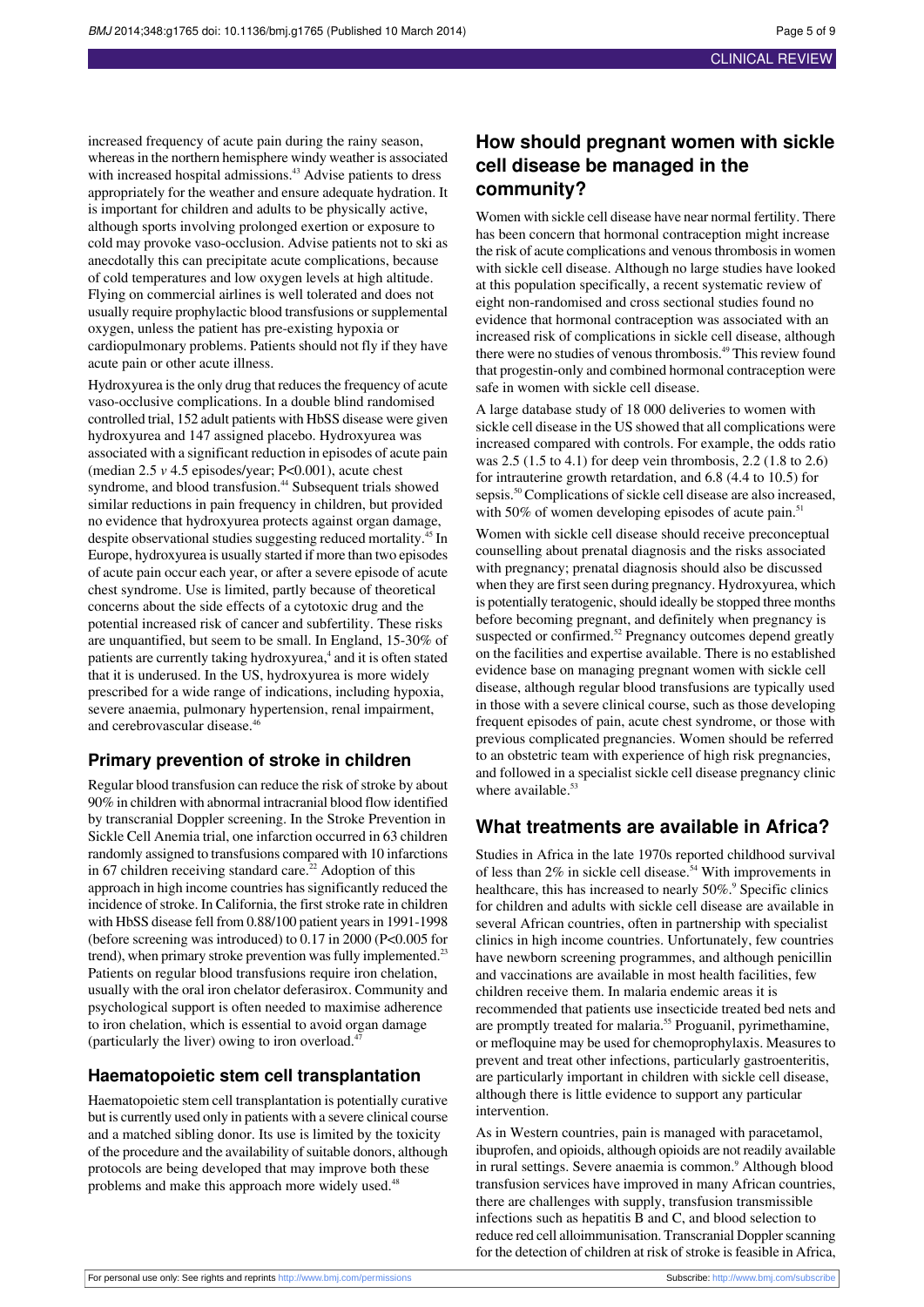increased frequency of acute pain during the rainy season, whereas in the northern hemisphere windy weather is associated with increased hospital admissions.[43] Advise patients to dress appropriately for the weather and ensure adequate hydration. It is important for children and adults to be physically active, although sports involving prolonged exertion or exposure to cold may provoke vaso-occlusion. Advise patients not to ski as anecdotally this can precipitate acute complications, because of cold temperatures and low oxygen levels at high altitude. Flying on commercial airlines is well tolerated and does not usually require prophylactic blood transfusions or supplemental oxygen, unless the patient has pre-existing hypoxia or cardiopulmonary problems. Patients should not fly if they have acute pain or other acute illness.

Hydroxyurea is the only drug that reduces the frequency of acute vaso-occlusive complications. In a double blind randomised controlled trial, 152 adult patients with HbSS disease were given hydroxyurea and 147 assigned placebo. Hydroxyurea was associated with a significant reduction in episodes of acute pain (median 2.5 *v* 4.5 episodes/year; P<0.001), acute chest syndrome, and blood transfusion.[44] Subsequent trials showed similar reductions in pain frequency in children, but provided no evidence that hydroxyurea protects against organ damage, despite observational studies suggesting reduced mortality.[45] In Europe, hydroxyurea is usually started if more than two episodes of acute pain occur each year, or after a severe episode of acute chest syndrome. Use is limited, partly because of theoretical concerns about the side effects of a cytotoxic drug and the potential increased risk of cancer and subfertility. These risks are unquantified, but seem to be small. In England, 15-30% of patients are currently taking hydroxyurea,[4] and it is often stated that it is underused. In the US, hydroxyurea is more widely prescribed for a wide range of indications, including hypoxia, severe anaemia, pulmonary hypertension, renal impairment, and cerebrovascular disease.[46]

### Primary prevention of stroke in children

Regular blood transfusion can reduce the risk of stroke by about 90% in children with abnormal intracranial blood flow identified by transcranial Doppler screening. In the Stroke Prevention in Sickle Cell Anemia trial, one infarction occurred in 63 children randomly assigned to transfusions compared with 10 infarctions in 67 children receiving standard care.[22] Adoption of this approach in high income countries has significantly reduced the incidence of stroke. In California, the first stroke rate in children with HbSS disease fell from 0.88/100 patient years in 1991-1998 (before screening was introduced) to 0.17 in 2000 (P<0.005 for trend), when primary stroke prevention was fully implemented.[23] Patients on regular blood transfusions require iron chelation, usually with the oral iron chelator deferasirox. Community and psychological support is often needed to maximise adherence to iron chelation, which is essential to avoid organ damage (particularly the liver) owing to iron overload.[47]

### Haematopoietic stem cell transplantation

Haematopoietic stem cell transplantation is potentially curative but is currently used only in patients with a severe clinical course and a matched sibling donor. Its use is limited by the toxicity of the procedure and the availability of suitable donors, although protocols are being developed that may improve both these problems and make this approach more widely used.[48]

## How should pregnant women with sickle cell disease be managed in the community?

Women with sickle cell disease have near normal fertility. There has been concern that hormonal contraception might increase the risk of acute complications and venous thrombosis in women with sickle cell disease. Although no large studies have looked at this population specifically, a recent systematic review of eight non-randomised and cross sectional studies found no evidence that hormonal contraception was associated with an increased risk of complications in sickle cell disease, although there were no studies of venous thrombosis.[49] This review found that progestin-only and combined hormonal contraception were safe in women with sickle cell disease.

A large database study of 18 000 deliveries to women with sickle cell disease in the US showed that all complications were increased compared with controls. For example, the odds ratio was 2.5 (1.5 to 4.1) for deep vein thrombosis, 2.2 (1.8 to 2.6) for intrauterine growth retardation, and 6.8 (4.4 to 10.5) for sepsis.[50] Complications of sickle cell disease are also increased, with 50% of women developing episodes of acute pain.[51]

Women with sickle cell disease should receive preconceptual counselling about prenatal diagnosis and the risks associated with pregnancy; prenatal diagnosis should also be discussed when they are first seen during pregnancy. Hydroxyurea, which is potentially teratogenic, should ideally be stopped three months before becoming pregnant, and definitely when pregnancy is suspected or confirmed.[52] Pregnancy outcomes depend greatly on the facilities and expertise available. There is no established evidence base on managing pregnant women with sickle cell disease, although regular blood transfusions are typically used in those with a severe clinical course, such as those developing frequent episodes of pain, acute chest syndrome, or those with previous complicated pregnancies. Women should be referred to an obstetric team with experience of high risk pregnancies, and followed in a specialist sickle cell disease pregnancy clinic where available.[53]

## What treatments are available in Africa?

Studies in Africa in the late 1970s reported childhood survival of less than 2% in sickle cell disease.[54] With improvements in healthcare, this has increased to nearly 50%.[9] Specific clinics for children and adults with sickle cell disease are available in several African countries, often in partnership with specialist clinics in high income countries. Unfortunately, few countries have newborn screening programmes, and although penicillin and vaccinations are available in most health facilities, few children receive them. In malaria endemic areas it is recommended that patients use insecticide treated bed nets and are promptly treated for malaria.[55] Proguanil, pyrimethamine, or mefloquine may be used for chemoprophylaxis. Measures to prevent and treat other infections, particularly gastroenteritis, are particularly important in children with sickle cell disease, although there is little evidence to support any particular intervention.

As in Western countries, pain is managed with paracetamol, ibuprofen, and opioids, although opioids are not readily available in rural settings. Severe anaemia is common.[9] Although blood transfusion services have improved in many African countries, there are challenges with supply, transfusion transmissible infections such as hepatitis B and C, and blood selection to reduce red cell alloimmunisation. Transcranial Doppler scanning for the detection of children at risk of stroke is feasible in Africa,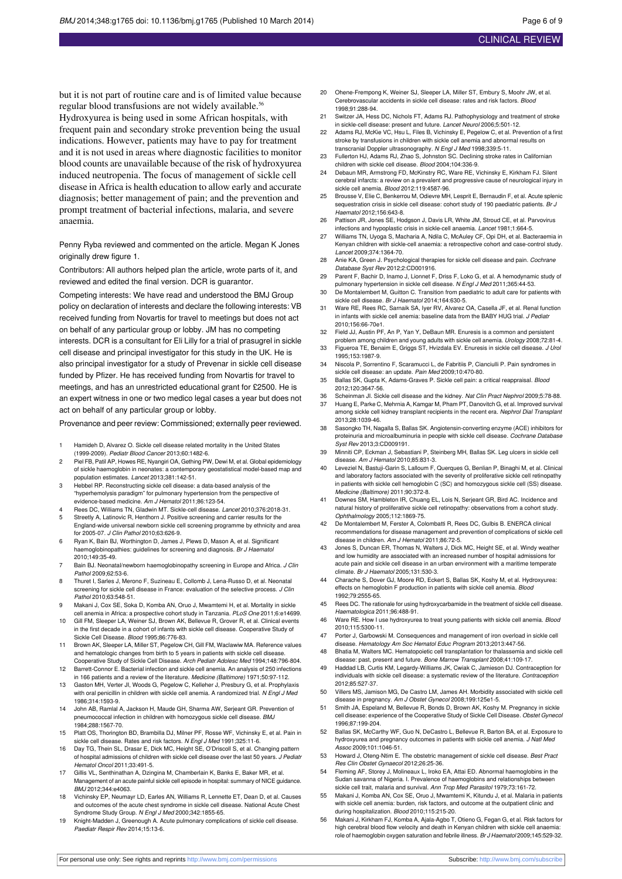but it is not part of routine care and is of limited value because regular blood transfusions are not widely available.[56] Hydroxyurea is being used in some African hospitals, with frequent pain and secondary stroke prevention being the usual indications. However, patients may have to pay for treatment and it is not used in areas where diagnostic facilities to monitor blood counts are unavailable because of the risk of hydroxyurea induced neutropenia. The focus of management of sickle cell disease in Africa is health education to allow early and accurate diagnosis; better management of pain; and the prevention and prompt treatment of bacterial infections, malaria, and severe anaemia.

Penny Ryba reviewed and commented on the article. Megan K Jones originally drew figure 1.

Contributors: All authors helped plan the article, wrote parts of it, and reviewed and edited the final version. DCR is guarantor.

Competing interests: We have read and understood the BMJ Group policy on declaration of interests and declare the following interests: VB received funding from Novartis for travel to meetings but does not act on behalf of any particular group or lobby. JM has no competing interests. DCR is a consultant for Eli Lilly for a trial of prasugrel in sickle cell disease and principal investigator for this study in the UK. He is also principal investigator for a study of Prevenar in sickle cell disease funded by Pfizer. He has received funding from Novartis for travel to meetings, and has an unrestricted educational grant for £2500. He is an expert witness in one or two medico legal cases a year but does not act on behalf of any particular group or lobby.

Provenance and peer review: Commissioned; externally peer reviewed.

1. Hamideh D, Alvarez O. Sickle cell disease related mortality in the United States (1999-2009). *Pediatr Blood Cancer* 2013;60:1482-6.
2. Piel FB, Patil AP, Howes RE, Nyangiri OA, Gething PW, Dewi M, et al. Global epidemiology of sickle haemoglobin in neonates: a contemporary geostatistical model-based map and population estimates. *Lancet* 2013;381:142-51.
3. Hebbel RP. Reconstructing sickle cell disease: a data-based analysis of the "hyperhemolysis paradigm" for pulmonary hypertension from the perspective of evidence-based medicine. *Am J Hematol* 2011;86:123-54.
4. Rees DC, Williams TN, Gladwin MT. Sickle-cell disease. *Lancet* 2010;376:2018-31.
5. Streetly A, Latinovic R, Henthorn J. Positive screening and carrier results for the England-wide universal newborn sickle cell screening programme by ethnicity and area for 2005-07. *J Clin Pathol* 2010;63:626-9.
6. Ryan K, Bain BJ, Worthington D, James J, Plews D, Mason A, et al. Significant haemoglobinopathies: guidelines for screening and diagnosis. *Br J Haematol* 2010;149:35-49.
7. Bain BJ. Neonatal/newborn haemoglobinopathy screening in Europe and Africa. *J Clin Pathol* 2009;62:53-6.
8. Thuret I, Sarles J, Merono F, Suzineau E, Collomb J, Lena-Russo D, et al. Neonatal screening for sickle cell disease in France: evaluation of the selective process. *J Clin Pathol* 2010;63:548-51.
9. Makani J, Cox SE, Soka D, Komba AN, Oruo J, Mwamtemi H, et al. Mortality in sickle cell anemia in Africa: a prospective cohort study in Tanzania. *PLoS One* 2011;6:e14699.
10. Gill FM, Sleeper LA, Weiner SJ, Brown AK, Bellevue R, Grover R, et al. Clinical events in the first decade in a cohort of infants with sickle cell disease. Cooperative Study of Sickle Cell Disease. *Blood* 1995;86:776-83.
11. Brown AK, Sleeper LA, Miller ST, Pegelow CH, Gill FM, Waclawiw MA. Reference values and hematologic changes from birth to 5 years in patients with sickle cell disease. Cooperative Study of Sickle Cell Disease. *Arch Pediatr Adolesc Med* 1994;148:796-804.
12. Barrett-Connor E. Bacterial infection and sickle cell anemia. An analysis of 250 infections in 166 patients and a review of the literature. *Medicine (Baltimore)* 1971;50:97-112.
13. Gaston MH, Verter JI, Woods G, Pegelow C, Kelleher J, Presbury G, et al. Prophylaxis with oral penicillin in children with sickle cell anemia. A randomized trial. *N Engl J Med* 1986;314:1593-9.
14. John AB, Ramlal A, Jackson H, Maude GH, Sharma AW, Serjeant GR. Prevention of pneumococcal infection in children with homozygous sickle cell disease. *BMJ* 1984;288:1567-70.
15. Platt OS, Thorington BD, Brambilla DJ, Milner PF, Rosse WF, Vichinsky E, et al. Pain in sickle cell disease. Rates and risk factors. *N Engl J Med* 1991;325:11-6.
16. Day TG, Thein SL, Drasar E, Dick MC, Height SE, O'Driscoll S, et al. Changing pattern of hospital admissions of children with sickle cell disease over the last 50 years. *J Pediatr Hematol Oncol* 2011;33:491-5.
17. Gillis VL, Senthinathan A, Dzingina M, Chamberlain K, Banks E, Baker MR, et al. Management of an acute painful sickle cell episode in hospital: summary of NICE guidance. *BMJ* 2012;344:e4063.
18. Vichinsky EP, Neumayr LD, Earles AN, Williams R, Lennette ET, Dean D, et al. Causes and outcomes of the acute chest syndrome in sickle cell disease. National Acute Chest Syndrome Study Group. *N Engl J Med* 2000;342:1855-65.
19. Knight-Madden J, Greenough A. Acute pulmonary complications of sickle cell disease. *Paediatr Respir Rev* 2014;15:13-6.
20. Ohene-Frempong K, Weiner SJ, Sleeper LA, Miller ST, Embury S, Moohr JW, et al. Cerebrovascular accidents in sickle cell disease: rates and risk factors. *Blood* 1998;91:288-94.
21. Switzer JA, Hess DC, Nichols FT, Adams RJ. Pathophysiology and treatment of stroke in sickle-cell disease: present and future. *Lancet Neurol* 2006;5:501-12.
22. Adams RJ, McKie VC, Hsu L, Files B, Vichinsky E, Pegelow C, et al. Prevention of a first stroke by transfusions in children with sickle cell anemia and abnormal results on transcranial Doppler ultrasonography. *N Engl J Med* 1998;339:5-11.
23. Fullerton HJ, Adams RJ, Zhao S, Johnston SC. Declining stroke rates in Californian children with sickle cell disease. *Blood* 2004;104:336-9.
24. Debaun MR, Armstrong FD, McKinstry RC, Ware RE, Vichinsky E, Kirkham FJ. Silent cerebral infarcts: a review on a prevalent and progressive cause of neurological injury in sickle cell anemia. *Blood* 2012;119:4587-96.
25. Brousse V, Elie C, Benkerrou M, Odievre MH, Lesprit E, Bernaudin F, et al. Acute splenic sequestration crisis in sickle cell disease: cohort study of 190 paediatric patients. *Br J Haematol* 2012;156:643-8.
26. Pattison JR, Jones SE, Hodgson J, Davis LR, White JM, Stroud CE, et al. Parvovirus infections and hypoplastic crisis in sickle-cell anaemia. *Lancet* 1981;1:664-5.
27. Williams TN, Uyoga S, Macharia A, Ndila C, McAuley CF, Opi DH, et al. Bacteraemia in Kenyan children with sickle-cell anaemia: a retrospective cohort and case-control study. *Lancet* 2009;374:1364-70.
28. Anie KA, Green J. Psychological therapies for sickle cell disease and pain. *Cochrane Database Syst Rev* 2012;2:CD001916.
29. Parent F, Bachir D, Inamo J, Lionnet F, Driss F, Loko G, et al. A hemodynamic study of pulmonary hypertension in sickle cell disease. *N Engl J Med* 2011;365:44-53.
30. De Montalembert M, Guitton C. Transition from paediatric to adult care for patients with sickle cell disease. *Br J Haematol* 2014;164:630-5.
31. Ware RE, Rees RC, Sarnaik SA, Iyer RV, Alvarez OA, Casella JF, et al. Renal function in infants with sickle cell anemia: baseline data from the BABY HUG trial. *J Pediatr* 2010;156:66-70e1.
32. Field JJ, Austin PF, An P, Yan Y, DeBaun MR. Enuresis is a common and persistent problem among children and young adults with sickle cell anemia. *Urology* 2008;72:81-4.
33. Figueroa TE, Benaim E, Griggs ST, Hvizdala EV. Enuresis in sickle cell disease. *J Urol* 1995;153:1987-9.
34. Niscola P, Sorrentino F, Scaramucci L, de Fabritiis P, Cianciulli P. Pain syndromes in sickle cell disease: an update. *Pain Med* 2009;10:470-80.
35. Ballas SK, Gupta K, Adams-Graves P. Sickle cell pain: a critical reappraisal. *Blood* 2012;120:3647-56.
36. Scheinman JI. Sickle cell disease and the kidney. *Nat Clin Pract Nephrol* 2009;5:78-88.
37. Huang E, Parke C, Mehrnia A, Kamgar M, Pham PT, Danovitch G, et al. Improved survival among sickle cell kidney transplant recipients in the recent era. *Nephrol Dial Transplant* 2013;28:1039-46.
38. Sasongko TH, Nagalla S, Ballas SK. Angiotensin-converting enzyme (ACE) inhibitors for proteinuria and microalbuminuria in people with sickle cell disease. *Cochrane Database Syst Rev* 2013;3:CD009191.
39. Minniti CP, Eckman J, Sebastiani P, Steinberg MH, Ballas SK. Leg ulcers in sickle cell disease. *Am J Hematol* 2010;85:831-3.
40. Leveziel N, Bastuji-Garin S, Lalloum F, Querques G, Benlian P, Binaghi M, et al. Clinical and laboratory factors associated with the severity of proliferative sickle cell retinopathy in patients with sickle cell hemoglobin C (SC) and homozygous sickle cell (SS) disease. *Medicine (Baltimore)* 2011;90:372-8.
41. Downes SM, Hambleton IR, Chuang EL, Lois N, Serjeant GR, Bird AC. Incidence and natural history of proliferative sickle cell retinopathy: observations from a cohort study. *Ophthalmology* 2005;112:1869-75.
42. De Montalembert M, Ferster A, Colombatti R, Rees DC, Gulbis B. ENERCA clinical recommendations for disease management and prevention of complications of sickle cell disease in children. *Am J Hematol* 2011;86:72-5.
43. Jones S, Duncan ER, Thomas N, Walters J, Dick MC, Height SE, et al. Windy weather and low humidity are associated with an increased number of hospital admissions for acute pain and sickle cell disease in an urban environment with a maritime temperate climate. *Br J Haematol* 2005;131:530-3.
44. Charache S, Dover GJ, Moore RD, Eckert S, Ballas SK, Koshy M, et al. Hydroxyurea: effects on hemoglobin F production in patients with sickle cell anemia. *Blood* 1992;79:2555-65.
45. Rees DC. The rationale for using hydroxycarbamide in the treatment of sickle cell disease. *Haematologica* 2011;96:488-91.
46. Ware RE. How I use hydroxyurea to treat young patients with sickle cell anemia. *Blood* 2010;115:5300-11.
47. Porter J, Garbowski M. Consequences and management of iron overload in sickle cell disease. *Hematology Am Soc Hematol Educ Program* 2013;2013:447-56.
48. Bhatia M, Walters MC. Hematopoietic cell transplantation for thalassemia and sickle cell disease: past, present and future. *Bone Marrow Transplant* 2008;41:109-17.
49. Haddad LB, Curtis KM, Legardy-Williams JK, Cwiak C, Jamieson DJ. Contraception for individuals with sickle cell disease: a systematic review of the literature. *Contraception* 2012;85:527-37.
50. Villers MS, Jamison MG, De Castro LM, James AH. Morbidity associated with sickle cell disease in pregnancy. *Am J Obstet Gynecol* 2008;199:125e1-5.
51. Smith JA, Espeland M, Bellevue R, Bonds D, Brown AK, Koshy M. Pregnancy in sickle cell disease: experience of the Cooperative Study of Sickle Cell Disease. *Obstet Gynecol* 1996;87:199-204.
52. Ballas SK, McCarthy WF, Guo N, DeCastro L, Bellevue R, Barton BA, et al. Exposure to hydroxyurea and pregnancy outcomes in patients with sickle cell anemia. *J Natl Med Assoc* 2009;101:1046-51.
53. Howard J, Oteng-Ntim E. The obstetric management of sickle cell disease. *Best Pract Res Clin Obstet Gynaecol* 2012;26:25-36.
54. Fleming AF, Storey J, Molineaux L, Iroko EA, Attai ED. Abnormal haemoglobins in the Sudan savanna of Nigeria. I. Prevalence of haemoglobins and relationships between sickle cell trait, malaria and survival. *Ann Trop Med Parasitol* 1979;73:161-72.
55. Makani J, Komba AN, Cox SE, Oruo J, Mwamtemi K, Kitundu J, et al. Malaria in patients with sickle cell anemia: burden, risk factors, and outcome at the outpatient clinic and during hospitalization. *Blood* 2010;115:215-20.
56. Makani J, Kirkham FJ, Komba A, Ajala-Agbo T, Otieno G, Fegan G, et al. Risk factors for high cerebral blood flow velocity and death in Kenyan children with sickle cell anaemia: role of haemoglobin oxygen saturation and febrile illness. *Br J Haematol* 2009;145:529-32.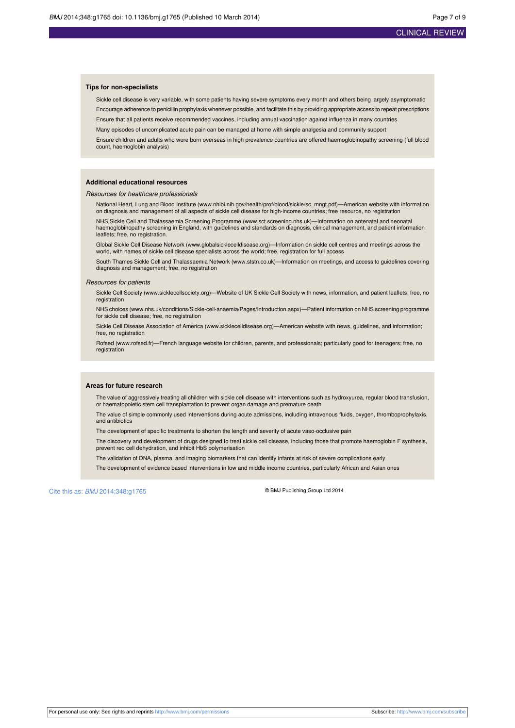### Tips for non-specialists

- Sickle cell disease is very variable, with some patients having severe symptoms every month and others being largely asymptomatic
- Encourage adherence to penicillin prophylaxis whenever possible, and facilitate this by providing appropriate access to repeat prescriptions
- Ensure that all patients receive recommended vaccines, including annual vaccination against influenza in many countries
- Many episodes of uncomplicated acute pain can be managed at home with simple analgesia and community support
- Ensure children and adults who were born overseas in high prevalence countries are offered haemoglobinopathy screening (full blood count, haemoglobin analysis)

### Additional educational resources

*Resources for healthcare professionals*

- National Heart, Lung and Blood Institute (www.nhlbi.nih.gov/health/prof/blood/sickle/sc_mngt.pdf)—American website with information on diagnosis and management of all aspects of sickle cell disease for high-income countries; free resource, no registration
- NHS Sickle Cell and Thalassaemia Screening Programme (www.sct.screening.nhs.uk)—Information on antenatal and neonatal haemoglobinopathy screening in England, with guidelines and standards on diagnosis, clinical management, and patient information leaflets; free, no registration.
- Global Sickle Cell Disease Network (www.globalsicklecelldisease.org)—Information on sickle cell centres and meetings across the world, with names of sickle cell disease specialists across the world; free, registration for full access
- South Thames Sickle Cell and Thalassaemia Network (www.ststn.co.uk)—Information on meetings, and access to guidelines covering diagnosis and management; free, no registration

*Resources for patients*

- Sickle Cell Society (www.sicklecellsociety.org)—Website of UK Sickle Cell Society with news, information, and patient leaflets; free, no registration
- NHS choices (www.nhs.uk/conditions/Sickle-cell-anaemia/Pages/Introduction.aspx)—Patient information on NHS screening programme for sickle cell disease; free, no registration
- Sickle Cell Disease Association of America (www.sicklecelldisease.org)—American website with news, guidelines, and information; free, no registration
- Rofsed (www.rofsed.fr)—French language website for children, parents, and professionals; particularly good for teenagers; free, no registration

### Areas for future research

- The value of aggressively treating all children with sickle cell disease with interventions such as hydroxyurea, regular blood transfusion, or haematopoietic stem cell transplantation to prevent organ damage and premature death
- The value of simple commonly used interventions during acute admissions, including intravenous fluids, oxygen, thromboprophylaxis, and antibiotics
- The development of specific treatments to shorten the length and severity of acute vaso-occlusive pain
- The discovery and development of drugs designed to treat sickle cell disease, including those that promote haemoglobin F synthesis, prevent red cell dehydration, and inhibit HbS polymerisation
- The validation of DNA, plasma, and imaging biomarkers that can identify infants at risk of severe complications early
- The development of evidence based interventions in low and middle income countries, particularly African and Asian ones

Cite this as: *BMJ* 2014;348:g1765

© BMJ Publishing Group Ltd 2014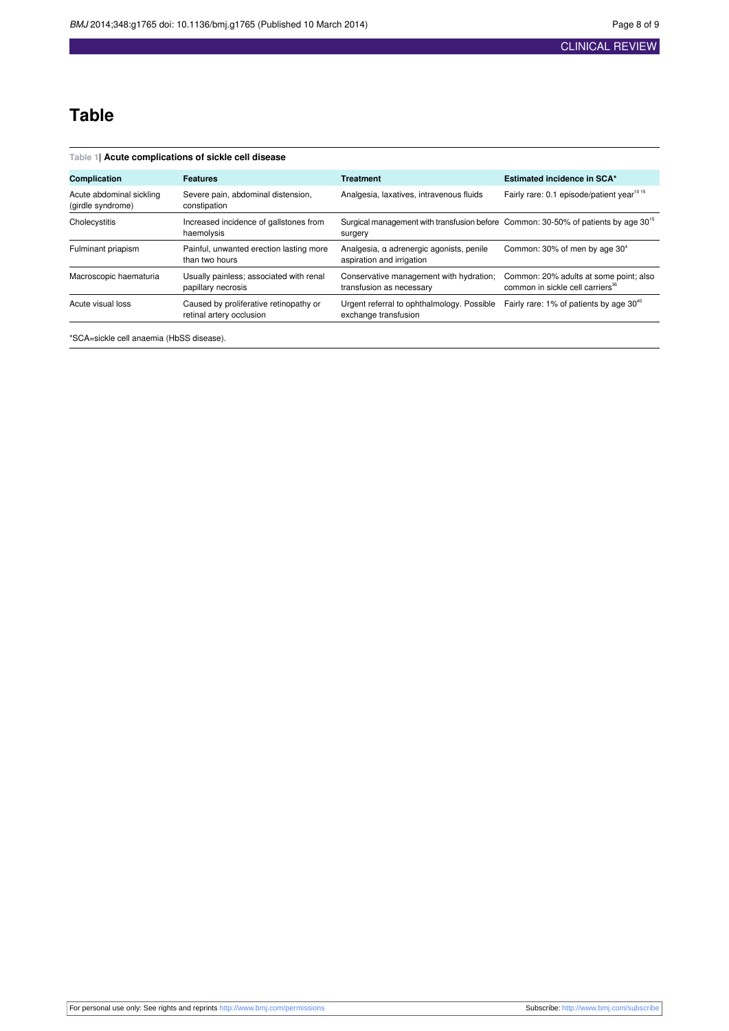# Table

**Table 1| Acute complications of sickle cell disease**

| Complication | Features | Treatment | Estimated incidence in SCA* |
|---|---|---|---|
| Acute abdominal sickling (girdle syndrome) | Severe pain, abdominal distension, constipation | Analgesia, laxatives, intravenous fluids | Fairly rare: 0.1 episode/patient year[10 15] |
| Cholecystitis | Increased incidence of gallstones from haemolysis | Surgical management with transfusion before surgery | Common: 30-50% of patients by age 30[15] |
| Fulminant priapism | Painful, unwanted erection lasting more than two hours | Analgesia, α adrenergic agonists, penile aspiration and irrigation | Common: 30% of men by age 30[4] |
| Macroscopic haematuria | Usually painless; associated with renal papillary necrosis | Conservative management with hydration; transfusion as necessary | Common: 20% adults at some point; also common in sickle cell carriers[36] |
| Acute visual loss | Caused by proliferative retinopathy or retinal artery occlusion | Urgent referral to ophthalmology. Possible exchange transfusion | Fairly rare: 1% of patients by age 30[40] |

*SCA=sickle cell anaemia (HbSS disease).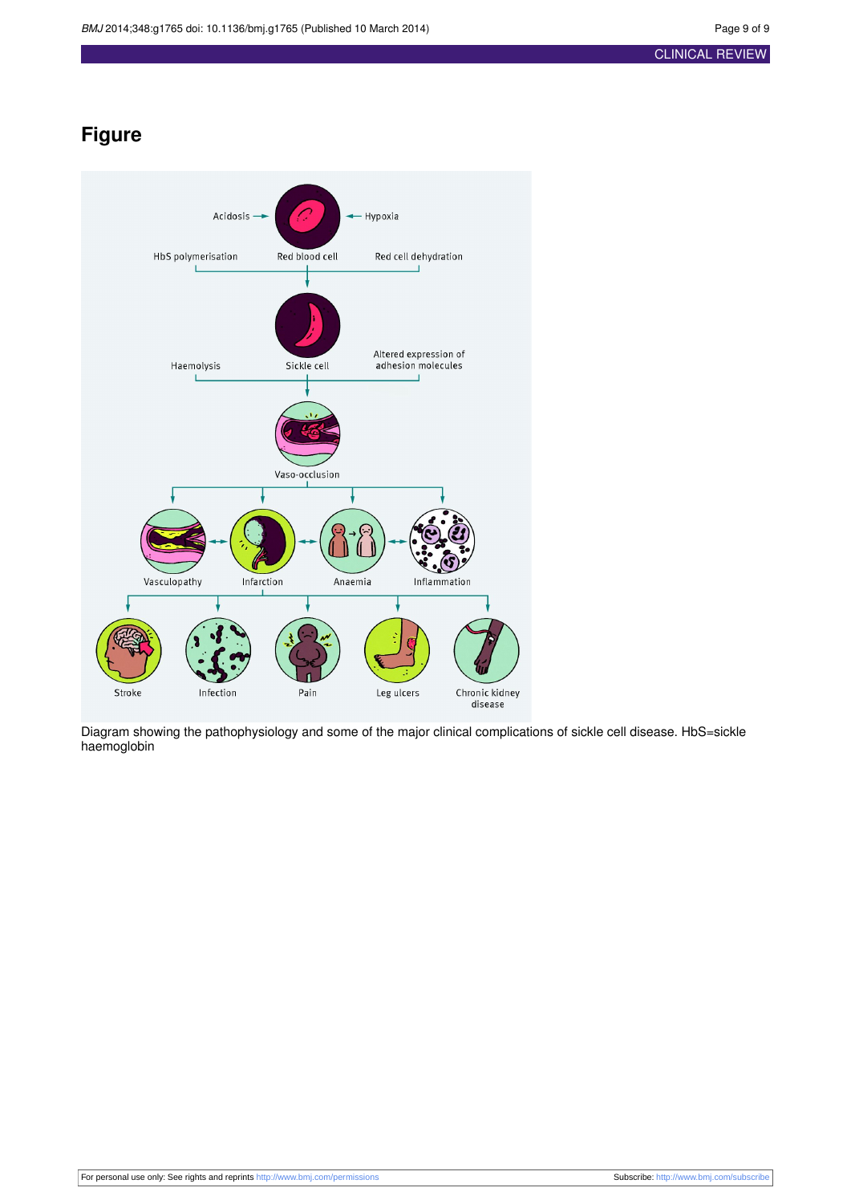# Figure

Acidosis

Hypoxia

HbS polymerisation

Red blood cell

Red cell dehydration

Haemolysis

Sickle cell

Altered expression of adhesion molecules

Vaso-occlusion

Vasculopathy

Infarction

Anaemia

Inflammation

Stroke

Infection

Pain

Leg ulcers

Chronic kidney disease

Diagram showing the pathophysiology and some of the major clinical complications of sickle cell disease. HbS=sickle haemoglobin